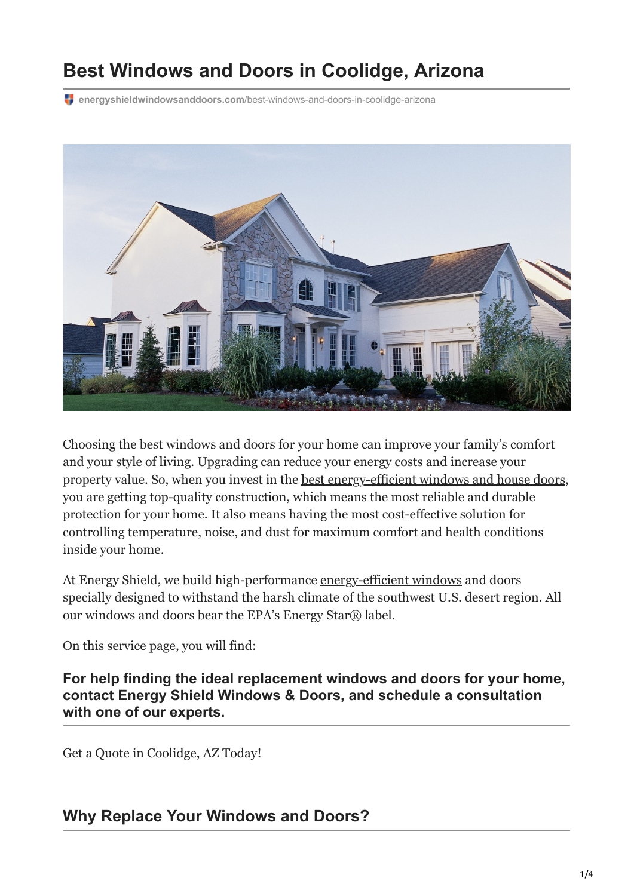# Best Windows and Doors in Coolidge, Arizona

energyshieldwindowsanddoors.com/best-windows-and-doors-in-coolidge-arizona

Choosing the best windows and doors for your home can improve your family's comfort and your style of living. Upgrading can reduce your energy costs and increase your property value. So, when you invest in the best energy-efficient windows and house doors, you are getting top-quality construction, which means the most reliable and durable protection for your home. It also means having the most cost-effective solution for controlling temperature, noise, and dust for maximum comfort and health conditions inside your home.

At Energy Shield, we build high-performance energy-efficient windows and doors specially designed to withstand the harsh climate of the southwest U.S. desert region. All our windows and doors bear the EPA's Energy Star® label.

On this service page, you will find:

**For help finding the ideal replacement windows and doors for your home, contact Energy Shield Windows & Doors, and schedule a consultation with one of our experts.**

---

Get a Quote in Coolidge, AZ Today!

## Why Replace Your Windows and Doors?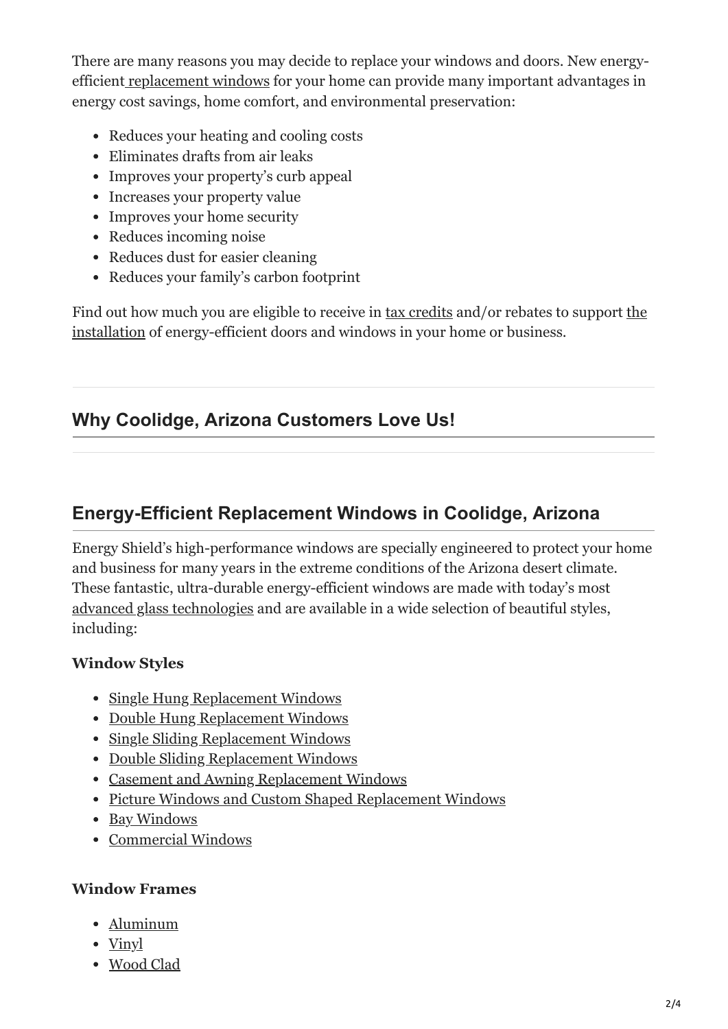There are many reasons you may decide to replace your windows and doors. New energy-efficient replacement windows for your home can provide many important advantages in energy cost savings, home comfort, and environmental preservation:

- Reduces your heating and cooling costs
- Eliminates drafts from air leaks
- Improves your property's curb appeal
- Increases your property value
- Improves your home security
- Reduces incoming noise
- Reduces dust for easier cleaning
- Reduces your family's carbon footprint

Find out how much you are eligible to receive in tax credits and/or rebates to support the installation of energy-efficient doors and windows in your home or business.

## Why Coolidge, Arizona Customers Love Us!

## Energy-Efficient Replacement Windows in Coolidge, Arizona

Energy Shield's high-performance windows are specially engineered to protect your home and business for many years in the extreme conditions of the Arizona desert climate. These fantastic, ultra-durable energy-efficient windows are made with today's most advanced glass technologies and are available in a wide selection of beautiful styles, including:

**Window Styles**

- Single Hung Replacement Windows
- Double Hung Replacement Windows
- Single Sliding Replacement Windows
- Double Sliding Replacement Windows
- Casement and Awning Replacement Windows
- Picture Windows and Custom Shaped Replacement Windows
- Bay Windows
- Commercial Windows

**Window Frames**

- Aluminum
- Vinyl
- Wood Clad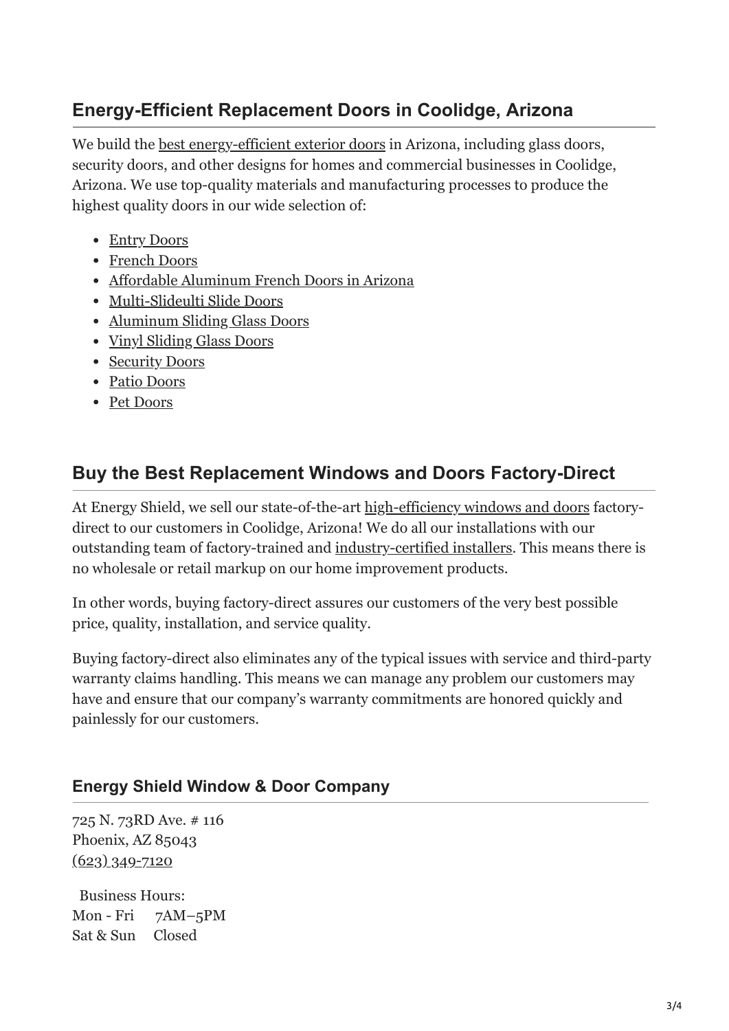## Energy-Efficient Replacement Doors in Coolidge, Arizona

We build the best energy-efficient exterior doors in Arizona, including glass doors, security doors, and other designs for homes and commercial businesses in Coolidge, Arizona. We use top-quality materials and manufacturing processes to produce the highest quality doors in our wide selection of:

- Entry Doors
- French Doors
- Affordable Aluminum French Doors in Arizona
- Multi-Slideulti Slide Doors
- Aluminum Sliding Glass Doors
- Vinyl Sliding Glass Doors
- Security Doors
- Patio Doors
- Pet Doors

## Buy the Best Replacement Windows and Doors Factory-Direct

At Energy Shield, we sell our state-of-the-art high-efficiency windows and doors factory-direct to our customers in Coolidge, Arizona! We do all our installations with our outstanding team of factory-trained and industry-certified installers. This means there is no wholesale or retail markup on our home improvement products.

In other words, buying factory-direct assures our customers of the very best possible price, quality, installation, and service quality.

Buying factory-direct also eliminates any of the typical issues with service and third-party warranty claims handling. This means we can manage any problem our customers may have and ensure that our company's warranty commitments are honored quickly and painlessly for our customers.

### Energy Shield Window & Door Company

725 N. 73RD Ave. # 116
Phoenix, AZ 85043
(623) 349-7120

Business Hours:
Mon - Fri 7AM–5PM
Sat & Sun Closed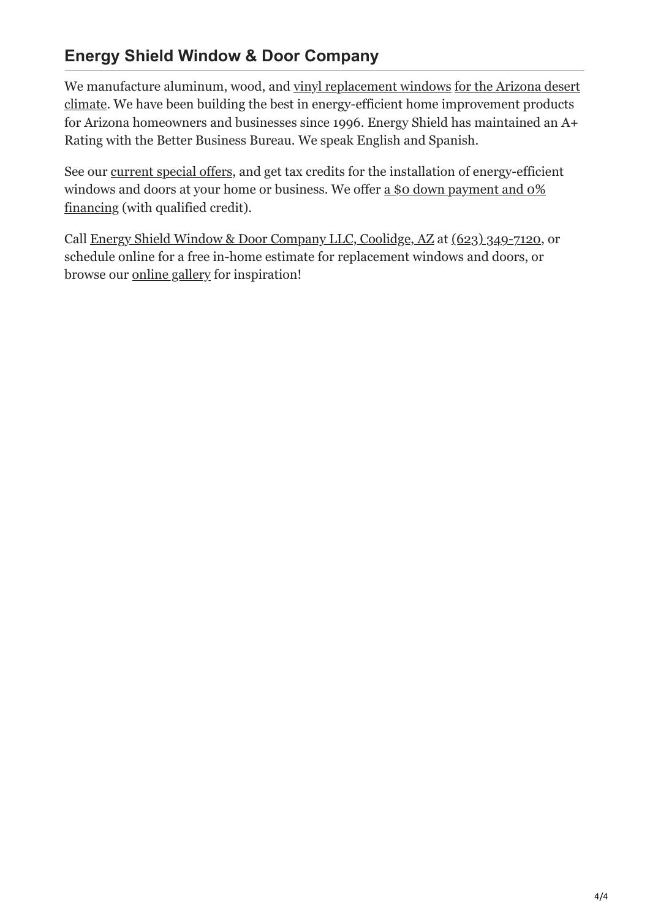## Energy Shield Window & Door Company

We manufacture aluminum, wood, and vinyl replacement windows for the Arizona desert climate. We have been building the best in energy-efficient home improvement products for Arizona homeowners and businesses since 1996. Energy Shield has maintained an A+ Rating with the Better Business Bureau. We speak English and Spanish.

See our current special offers, and get tax credits for the installation of energy-efficient windows and doors at your home or business. We offer a $0 down payment and 0% financing (with qualified credit).

Call Energy Shield Window & Door Company LLC, Coolidge, AZ at (623) 349-7120, or schedule online for a free in-home estimate for replacement windows and doors, or browse our online gallery for inspiration!